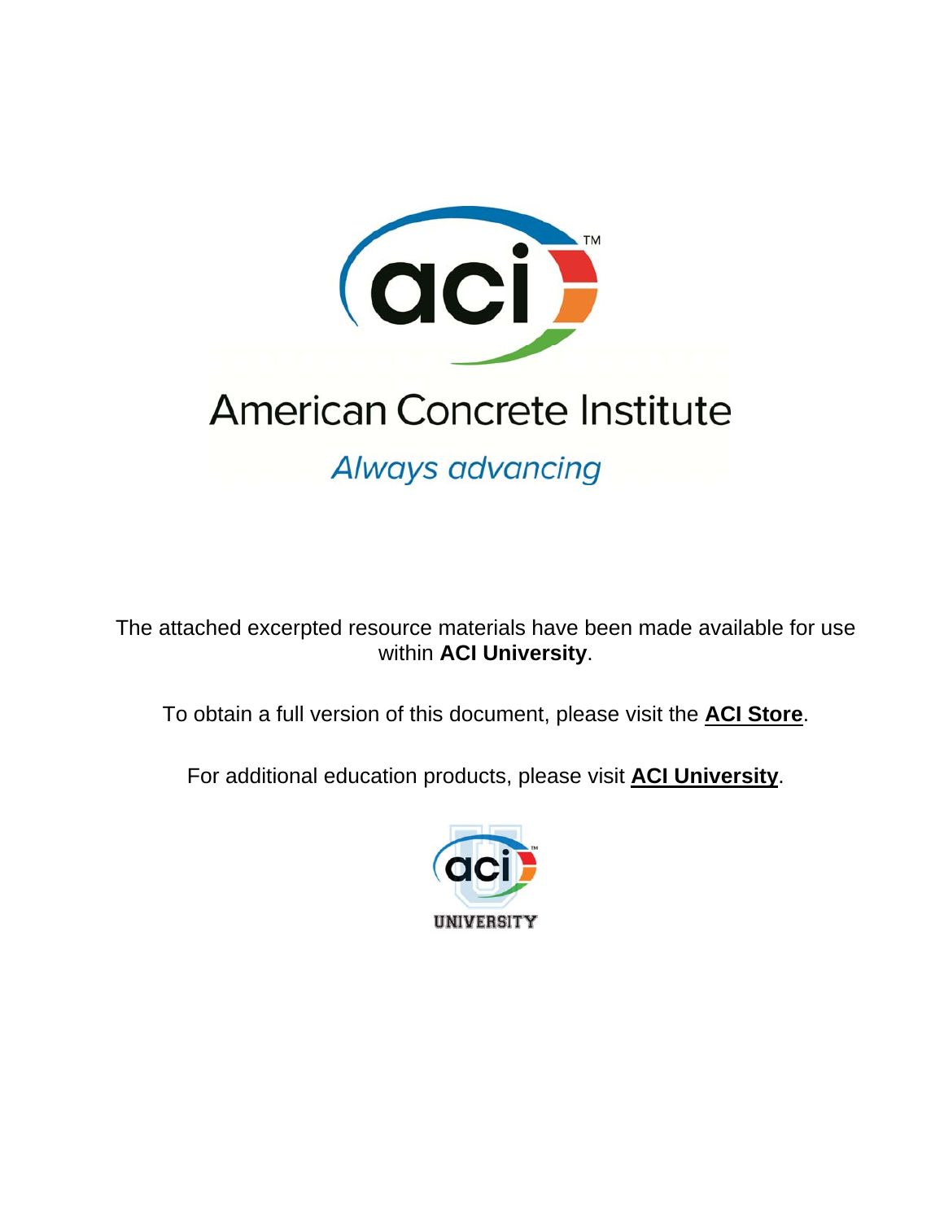American Concrete Institute

*Always advancing*

The attached excerpted resource materials have been made available for use within **ACI University**.

To obtain a full version of this document, please visit the **ACI Store**.

For additional education products, please visit **ACI University**.

UNIVERSITY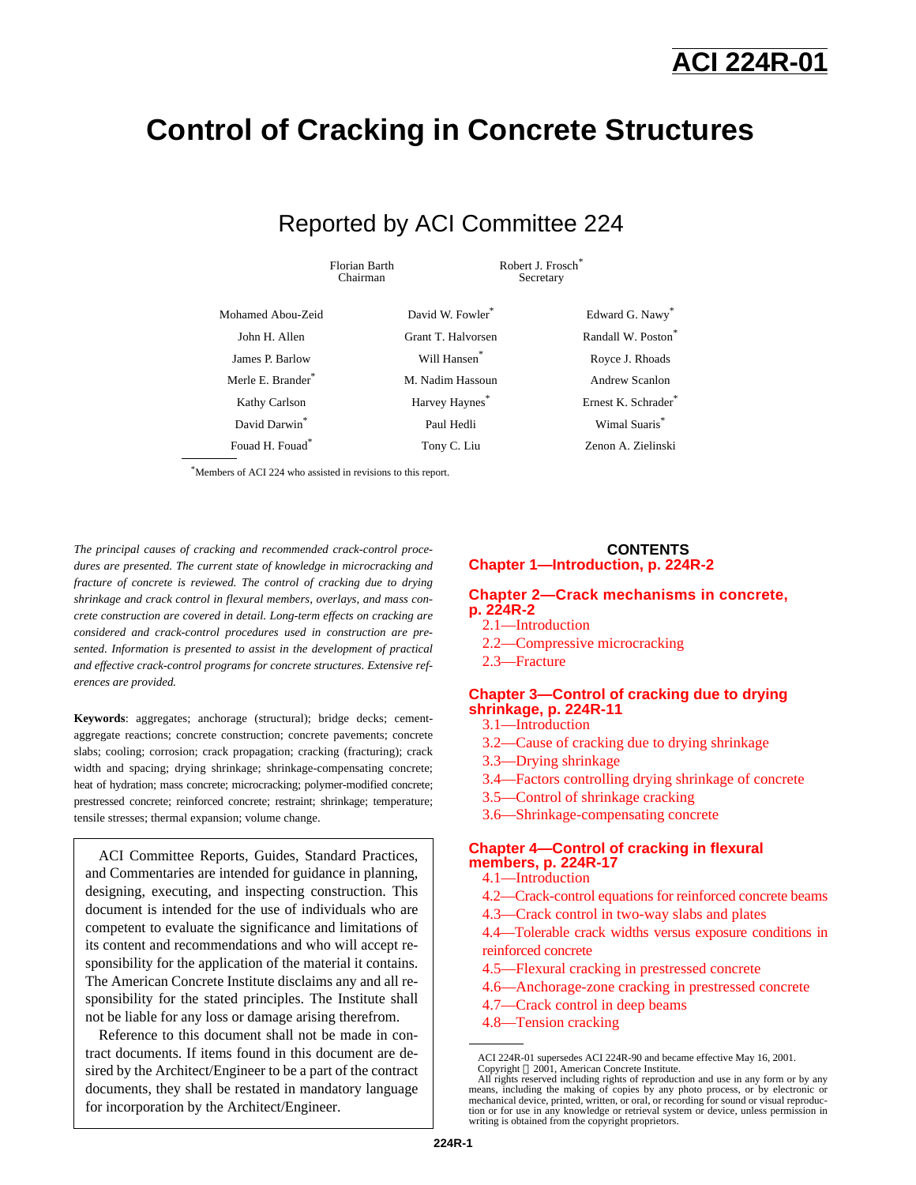# ACI 224R-01

# Control of Cracking in Concrete Structures

## Reported by ACI Committee 224

| Florian Barth<br>Chairman | Robert J. Frosch*<br>Secretary |
|---|---|

| | | |
|---|---|---|
| Mohamed Abou-Zeid | David W. Fowler* | Edward G. Nawy* |
| John H. Allen | Grant T. Halvorsen | Randall W. Poston* |
| James P. Barlow | Will Hansen* | Royce J. Rhoads |
| Merle E. Brander* | M. Nadim Hassoun | Andrew Scanlon |
| Kathy Carlson | Harvey Haynes* | Ernest K. Schrader* |
| David Darwin* | Paul Hedli | Wimal Suaris* |
| Fouad H. Fouad* | Tony C. Liu | Zenon A. Zielinski |

*Members of ACI 224 who assisted in revisions to this report.

*The principal causes of cracking and recommended crack-control procedures are presented. The current state of knowledge in microcracking and fracture of concrete is reviewed. The control of cracking due to drying shrinkage and crack control in flexural members, overlays, and mass concrete construction are covered in detail. Long-term effects on cracking are considered and crack-control procedures used in construction are presented. Information is presented to assist in the development of practical and effective crack-control programs for concrete structures. Extensive references are provided.*

**Keywords**: aggregates; anchorage (structural); bridge decks; cement-aggregate reactions; concrete construction; concrete pavements; concrete slabs; cooling; corrosion; crack propagation; cracking (fracturing); crack width and spacing; drying shrinkage; shrinkage-compensating concrete; heat of hydration; mass concrete; microcracking; polymer-modified concrete; prestressed concrete; reinforced concrete; restraint; shrinkage; temperature; tensile stresses; thermal expansion; volume change.

ACI Committee Reports, Guides, Standard Practices, and Commentaries are intended for guidance in planning, designing, executing, and inspecting construction. This document is intended for the use of individuals who are competent to evaluate the significance and limitations of its content and recommendations and who will accept responsibility for the application of the material it contains. The American Concrete Institute disclaims any and all responsibility for the stated principles. The Institute shall not be liable for any loss or damage arising therefrom.

Reference to this document shall not be made in contract documents. If items found in this document are desired by the Architect/Engineer to be a part of the contract documents, they shall be restated in mandatory language for incorporation by the Architect/Engineer.

### CONTENTS

**Chapter 1—Introduction, p. 224R-2**

**Chapter 2—Crack mechanisms in concrete, p. 224R-2**
- 2.1—Introduction
- 2.2—Compressive microcracking
- 2.3—Fracture

**Chapter 3—Control of cracking due to drying shrinkage, p. 224R-11**
- 3.1—Introduction
- 3.2—Cause of cracking due to drying shrinkage
- 3.3—Drying shrinkage
- 3.4—Factors controlling drying shrinkage of concrete
- 3.5—Control of shrinkage cracking
- 3.6—Shrinkage-compensating concrete

**Chapter 4—Control of cracking in flexural members, p. 224R-17**
- 4.1—Introduction
- 4.2—Crack-control equations for reinforced concrete beams
- 4.3—Crack control in two-way slabs and plates
- 4.4—Tolerable crack widths versus exposure conditions in reinforced concrete
- 4.5—Flexural cracking in prestressed concrete
- 4.6—Anchorage-zone cracking in prestressed concrete
- 4.7—Crack control in deep beams
- 4.8—Tension cracking

ACI 224R-01 supersedes ACI 224R-90 and became effective May 16, 2001.
Copyright © 2001, American Concrete Institute.
All rights reserved including rights of reproduction and use in any form or by any means, including the making of copies by any photo process, or by electronic or mechanical device, printed, written, or oral, or recording for sound or visual reproduction or for use in any knowledge or retrieval system or device, unless permission in writing is obtained from the copyright proprietors.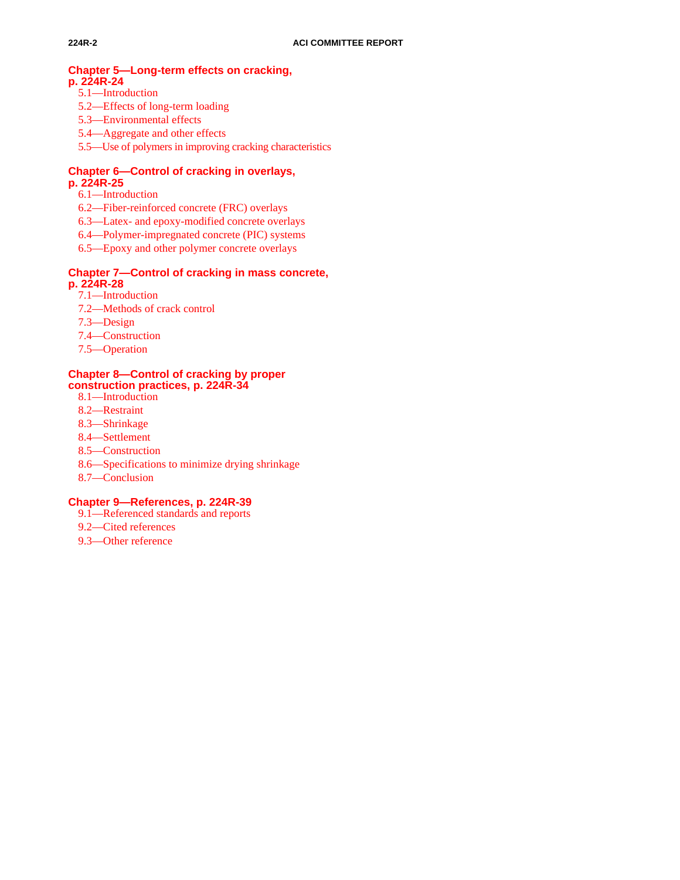**Chapter 5—Long-term effects on cracking, p. 224R-24**

5.1—Introduction
5.2—Effects of long-term loading
5.3—Environmental effects
5.4—Aggregate and other effects
5.5—Use of polymers in improving cracking characteristics

**Chapter 6—Control of cracking in overlays, p. 224R-25**

6.1—Introduction
6.2—Fiber-reinforced concrete (FRC) overlays
6.3—Latex- and epoxy-modified concrete overlays
6.4—Polymer-impregnated concrete (PIC) systems
6.5—Epoxy and other polymer concrete overlays

**Chapter 7—Control of cracking in mass concrete, p. 224R-28**

7.1—Introduction
7.2—Methods of crack control
7.3—Design
7.4—Construction
7.5—Operation

**Chapter 8—Control of cracking by proper construction practices, p. 224R-34**

8.1—Introduction
8.2—Restraint
8.3—Shrinkage
8.4—Settlement
8.5—Construction
8.6—Specifications to minimize drying shrinkage
8.7—Conclusion

**Chapter 9—References, p. 224R-39**

9.1—Referenced standards and reports
9.2—Cited references
9.3—Other reference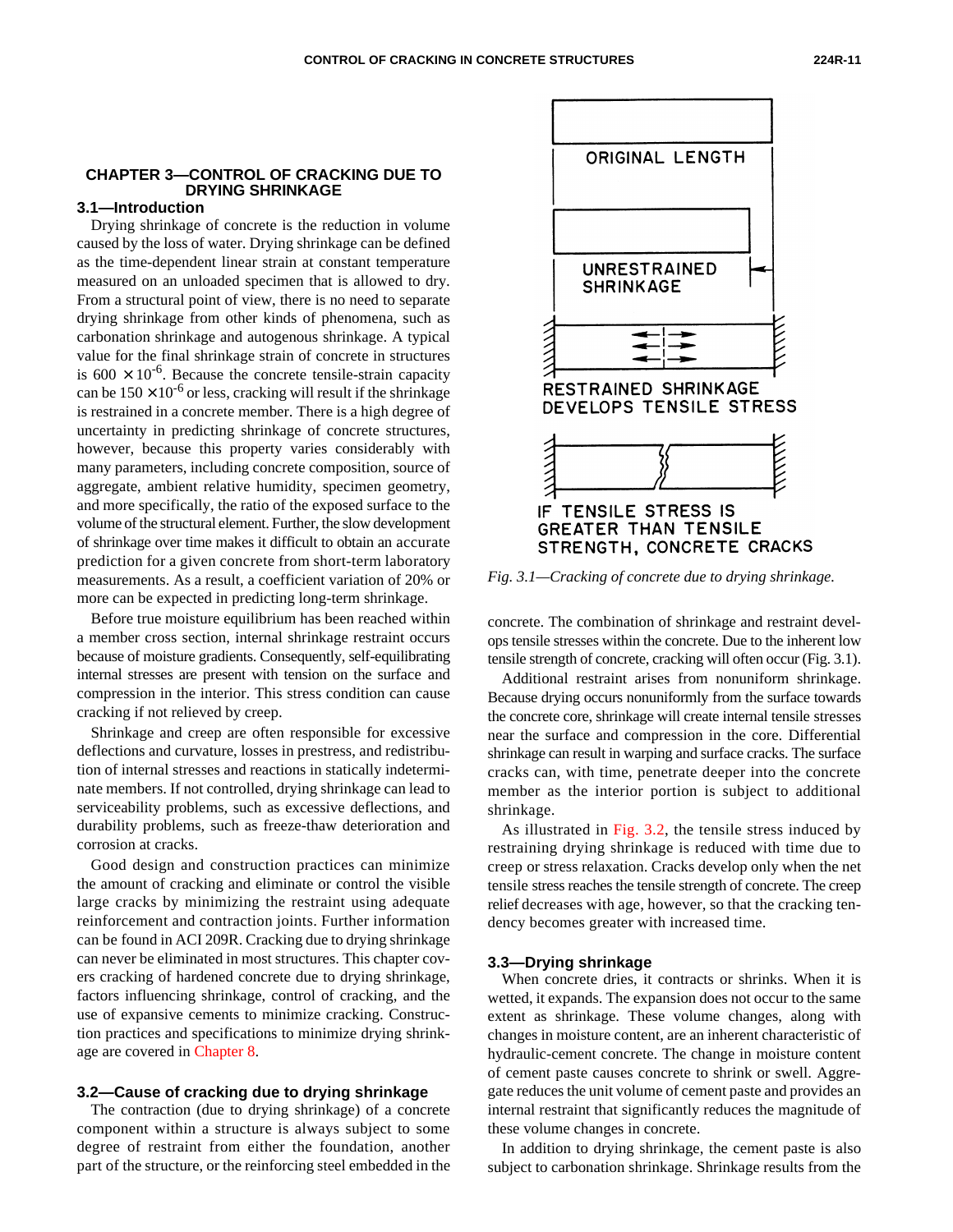## CHAPTER 3—CONTROL OF CRACKING DUE TO DRYING SHRINKAGE

### 3.1—Introduction

Drying shrinkage of concrete is the reduction in volume caused by the loss of water. Drying shrinkage can be defined as the time-dependent linear strain at constant temperature measured on an unloaded specimen that is allowed to dry. From a structural point of view, there is no need to separate drying shrinkage from other kinds of phenomena, such as carbonation shrinkage and autogenous shrinkage. A typical value for the final shrinkage strain of concrete in structures is $600 \times 10^{-6}$. Because the concrete tensile-strain capacity can be $150 \times 10^{-6}$ or less, cracking will result if the shrinkage is restrained in a concrete member. There is a high degree of uncertainty in predicting shrinkage of concrete structures, however, because this property varies considerably with many parameters, including concrete composition, source of aggregate, ambient relative humidity, specimen geometry, and more specifically, the ratio of the exposed surface to the volume of the structural element. Further, the slow development of shrinkage over time makes it difficult to obtain an accurate prediction for a given concrete from short-term laboratory measurements. As a result, a coefficient variation of 20% or more can be expected in predicting long-term shrinkage.

Before true moisture equilibrium has been reached within a member cross section, internal shrinkage restraint occurs because of moisture gradients. Consequently, self-equilibrating internal stresses are present with tension on the surface and compression in the interior. This stress condition can cause cracking if not relieved by creep.

Shrinkage and creep are often responsible for excessive deflections and curvature, losses in prestress, and redistribution of internal stresses and reactions in statically indeterminate members. If not controlled, drying shrinkage can lead to serviceability problems, such as excessive deflections, and durability problems, such as freeze-thaw deterioration and corrosion at cracks.

Good design and construction practices can minimize the amount of cracking and eliminate or control the visible large cracks by minimizing the restraint using adequate reinforcement and contraction joints. Further information can be found in ACI 209R. Cracking due to drying shrinkage can never be eliminated in most structures. This chapter covers cracking of hardened concrete due to drying shrinkage, factors influencing shrinkage, control of cracking, and the use of expansive cements to minimize cracking. Construction practices and specifications to minimize drying shrinkage are covered in Chapter 8.

### 3.2—Cause of cracking due to drying shrinkage

The contraction (due to drying shrinkage) of a concrete component within a structure is always subject to some degree of restraint from either the foundation, another part of the structure, or the reinforcing steel embedded in the concrete. The combination of shrinkage and restraint develops tensile stresses within the concrete. Due to the inherent low tensile strength of concrete, cracking will often occur (Fig. 3.1).

ORIGINAL LENGTH

UNRESTRAINED SHRINKAGE

RESTRAINED SHRINKAGE DEVELOPS TENSILE STRESS

IF TENSILE STRESS IS GREATER THAN TENSILE STRENGTH, CONCRETE CRACKS

*Fig. 3.1—Cracking of concrete due to drying shrinkage.*

Additional restraint arises from nonuniform shrinkage. Because drying occurs nonuniformly from the surface towards the concrete core, shrinkage will create internal tensile stresses near the surface and compression in the core. Differential shrinkage can result in warping and surface cracks. The surface cracks can, with time, penetrate deeper into the concrete member as the interior portion is subject to additional shrinkage.

As illustrated in Fig. 3.2, the tensile stress induced by restraining drying shrinkage is reduced with time due to creep or stress relaxation. Cracks develop only when the net tensile stress reaches the tensile strength of concrete. The creep relief decreases with age, however, so that the cracking tendency becomes greater with increased time.

### 3.3—Drying shrinkage

When concrete dries, it contracts or shrinks. When it is wetted, it expands. The expansion does not occur to the same extent as shrinkage. These volume changes, along with changes in moisture content, are an inherent characteristic of hydraulic-cement concrete. The change in moisture content of cement paste causes concrete to shrink or swell. Aggregate reduces the unit volume of cement paste and provides an internal restraint that significantly reduces the magnitude of these volume changes in concrete.

In addition to drying shrinkage, the cement paste is also subject to carbonation shrinkage. Shrinkage results from the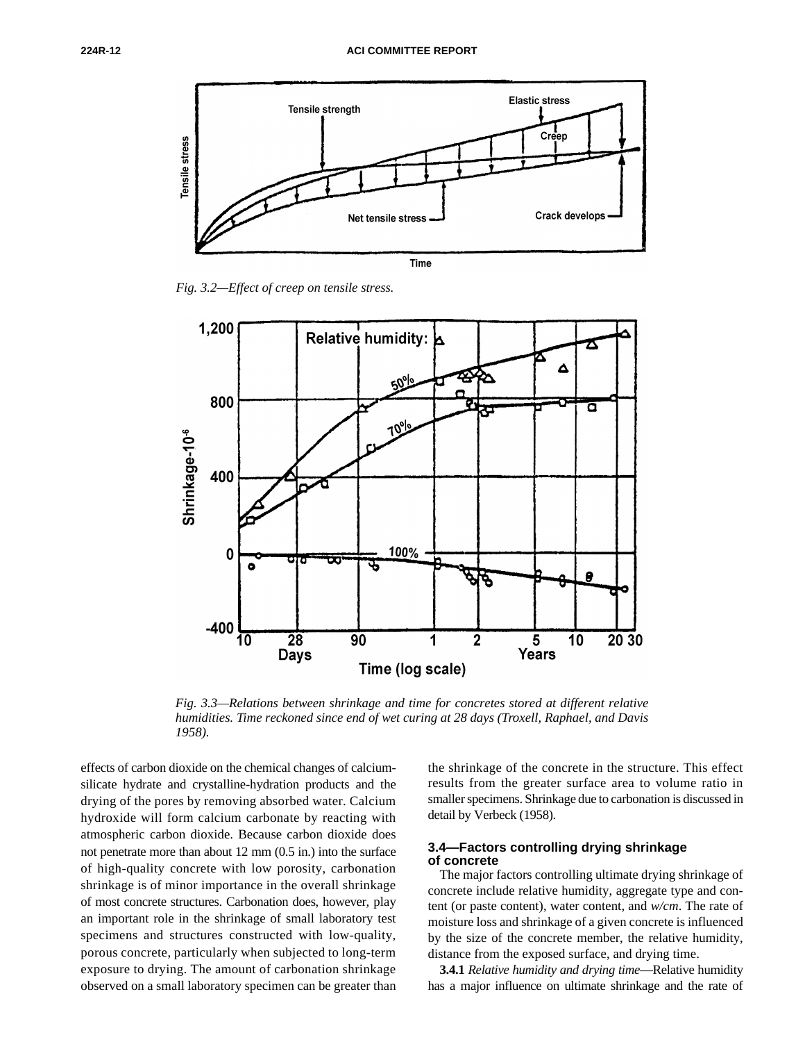*Fig. 3.2—Effect of creep on tensile stress.*

*Fig. 3.3—Relations between shrinkage and time for concretes stored at different relative humidities. Time reckoned since end of wet curing at 28 days (Troxell, Raphael, and Davis 1958).*

effects of carbon dioxide on the chemical changes of calcium-silicate hydrate and crystalline-hydration products and the drying of the pores by removing absorbed water. Calcium hydroxide will form calcium carbonate by reacting with atmospheric carbon dioxide. Because carbon dioxide does not penetrate more than about 12 mm (0.5 in.) into the surface of high-quality concrete with low porosity, carbonation shrinkage is of minor importance in the overall shrinkage of most concrete structures. Carbonation does, however, play an important role in the shrinkage of small laboratory test specimens and structures constructed with low-quality, porous concrete, particularly when subjected to long-term exposure to drying. The amount of carbonation shrinkage observed on a small laboratory specimen can be greater than the shrinkage of the concrete in the structure. This effect results from the greater surface area to volume ratio in smaller specimens. Shrinkage due to carbonation is discussed in detail by Verbeck (1958).

### 3.4—Factors controlling drying shrinkage of concrete

The major factors controlling ultimate drying shrinkage of concrete include relative humidity, aggregate type and content (or paste content), water content, and *w/cm*. The rate of moisture loss and shrinkage of a given concrete is influenced by the size of the concrete member, the relative humidity, distance from the exposed surface, and drying time.

**3.4.1** *Relative humidity and drying time*—Relative humidity has a major influence on ultimate shrinkage and the rate of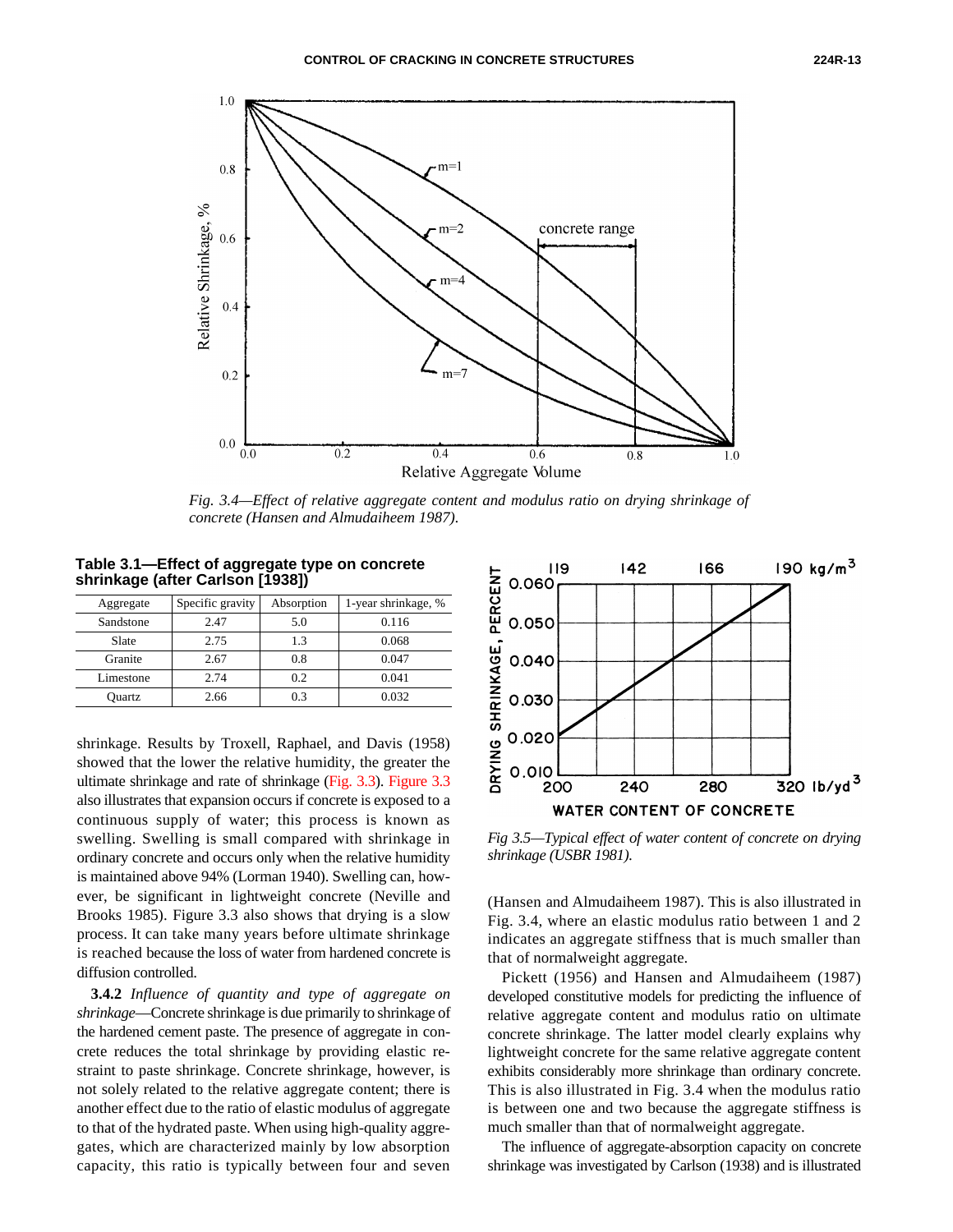Fig. 3.4—*Effect of relative aggregate content and modulus ratio on drying shrinkage of concrete (Hansen and Almudaiheem 1987).*

**Table 3.1—Effect of aggregate type on concrete shrinkage (after Carlson [1938])**

| Aggregate | Specific gravity | Absorption | 1-year shrinkage, % |
|---|---|---|---|
| Sandstone | 2.47 | 5.0 | 0.116 |
| Slate | 2.75 | 1.3 | 0.068 |
| Granite | 2.67 | 0.8 | 0.047 |
| Limestone | 2.74 | 0.2 | 0.041 |
| Quartz | 2.66 | 0.3 | 0.032 |

shrinkage. Results by Troxell, Raphael, and Davis (1958) showed that the lower the relative humidity, the greater the ultimate shrinkage and rate of shrinkage (Fig. 3.3). Figure 3.3 also illustrates that expansion occurs if concrete is exposed to a continuous supply of water; this process is known as swelling. Swelling is small compared with shrinkage in ordinary concrete and occurs only when the relative humidity is maintained above 94% (Lorman 1940). Swelling can, however, be significant in lightweight concrete (Neville and Brooks 1985). Figure 3.3 also shows that drying is a slow process. It can take many years before ultimate shrinkage is reached because the loss of water from hardened concrete is diffusion controlled.

**3.4.2** *Influence of quantity and type of aggregate on shrinkage*—Concrete shrinkage is due primarily to shrinkage of the hardened cement paste. The presence of aggregate in concrete reduces the total shrinkage by providing elastic restraint to paste shrinkage. Concrete shrinkage, however, is not solely related to the relative aggregate content; there is another effect due to the relative elastic modulus of aggregate to that of the hydrated paste. When using high-quality aggregates, which are characterized mainly by low absorption capacity, this ratio is typically between four and seven

Fig 3.5—*Typical effect of water content of concrete on drying shrinkage (USBR 1981).*

(Hansen and Almudaiheem 1987). This is also illustrated in Fig. 3.4, where an elastic modulus ratio between 1 and 2 indicates an aggregate stiffness that is much smaller than that of normalweight aggregate.

Pickett (1956) and Hansen and Almudaiheem (1987) developed constitutive models for predicting the influence of relative aggregate content and modulus ratio on ultimate concrete shrinkage. The latter model clearly explains why lightweight concrete for the same relative aggregate content exhibits considerably more shrinkage than ordinary concrete. This is also illustrated in Fig. 3.4 when the modulus ratio is between one and two because the aggregate stiffness is much smaller than that of normalweight aggregate.

The influence of aggregate-absorption capacity on concrete shrinkage was investigated by Carlson (1938) and is illustrated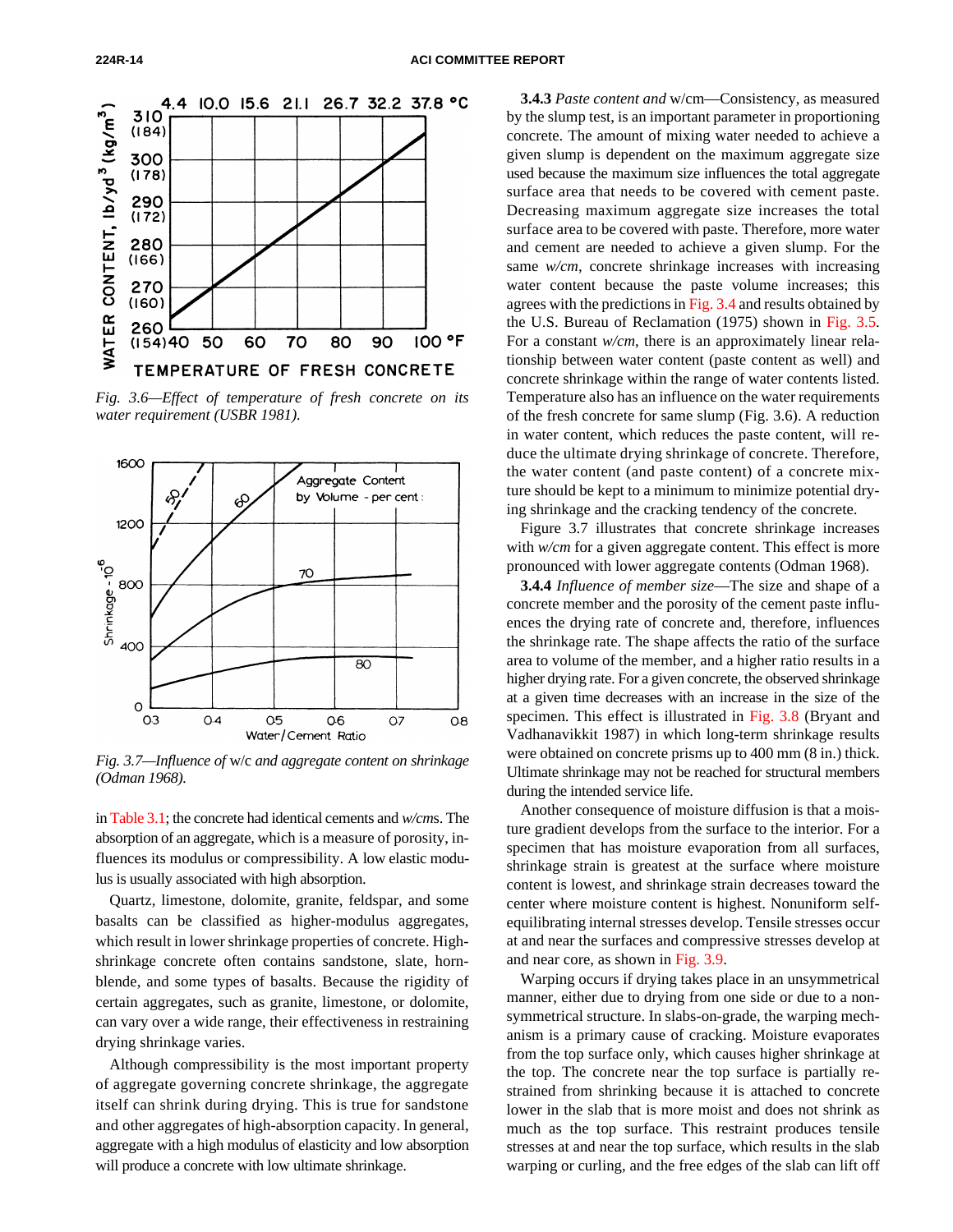Fig. 3.6—*Effect of temperature of fresh concrete on its water requirement (USBR 1981).*

Fig. 3.7—*Influence of* w/c *and aggregate content on shrinkage (Odman 1968).*

in Table 3.1; the concrete had identical cements and *w/cm*s. The absorption of an aggregate, which is a measure of porosity, influences its modulus or compressibility. A low elastic modulus is usually associated with high absorption.

Quartz, limestone, dolomite, granite, feldspar, and some basalts can be classified as higher-modulus aggregates, which result in lower shrinkage properties of concrete. High-shrinkage concrete often contains sandstone, slate, hornblende, and some types of basalts. Because the rigidity of certain aggregates, such as granite, limestone, or dolomite, can vary over a wide range, their effectiveness in restraining drying shrinkage varies.

Although compressibility is the most important property of aggregate governing concrete shrinkage, the aggregate itself can shrink during drying. This is true for sandstone and other aggregates of high-absorption capacity. In general, aggregate with a high modulus of elasticity and low absorption will produce a concrete with low ultimate shrinkage.

**3.4.3** *Paste content and* w/cm—Consistency, as measured by the slump test, is an important parameter in proportioning concrete. The amount of mixing water needed to achieve a given slump is dependent on the maximum aggregate size used because the maximum size influences the total aggregate surface area that needs to be covered with cement paste. Decreasing maximum aggregate size increases the total surface area to be covered with paste. Therefore, more water and cement are needed to achieve a given slump. For the same *w/cm*, concrete shrinkage increases with increasing water content because the paste volume increases; this agrees with the predictions in Fig. 3.4 and results obtained by the U.S. Bureau of Reclamation (1975) shown in Fig. 3.5. For a constant *w/cm*, there is an approximately linear relationship between water content (paste content as well) and concrete shrinkage within the range of water contents listed. Temperature also has an influence on the water requirements of the fresh concrete for same slump (Fig. 3.6). A reduction in water content, which reduces the paste content, will reduce the ultimate drying shrinkage of concrete. Therefore, the water content (and paste content) of a concrete mixture should be kept to a minimum to minimize potential drying shrinkage and the cracking tendency of the concrete.

Figure 3.7 illustrates that concrete shrinkage increases with *w/cm* for a given aggregate content. This effect is more pronounced with lower aggregate contents (Odman 1968).

**3.4.4** *Influence of member size*—The size and shape of a concrete member and the porosity of the cement paste influences the drying rate of concrete and, therefore, influences the shrinkage rate. The shape affects the ratio of the surface area to volume of the member, and a higher ratio results in a higher drying rate. For a given concrete, the observed shrinkage at a given time decreases with an increase in the size of the specimen. This effect is illustrated in Fig. 3.8 (Bryant and Vadhanavikkit 1987) in which long-term shrinkage results were obtained on concrete prisms up to 400 mm (8 in.) thick. Ultimate shrinkage may not be reached for structural members during the intended service life.

Another consequence of moisture diffusion is that a moisture gradient develops from the surface to the interior. For a specimen that has moisture evaporation from all surfaces, shrinkage strain is greatest at the surface where moisture content is lowest, and shrinkage strain decreases toward the center where moisture content is highest. Nonuniform self-equilibrating internal stresses develop. Tensile stresses occur at and near the surfaces and compressive stresses develop at and near core, as shown in Fig. 3.9.

Warping occurs if drying takes place in an unsymmetrical manner, either due to drying from one side or due to a nonsymmetrical structure. In slabs-on-grade, the warping mechanism is a primary cause of cracking. Moisture evaporates from the top surface only, which causes higher shrinkage at the top. The concrete near the top surface is partially restrained from shrinking because it is attached to concrete lower in the slab that is more moist and does not shrink as much as the top surface. This restraint produces tensile stresses at and near the top surface, which results in the slab warping or curling, and the free edges of the slab can lift off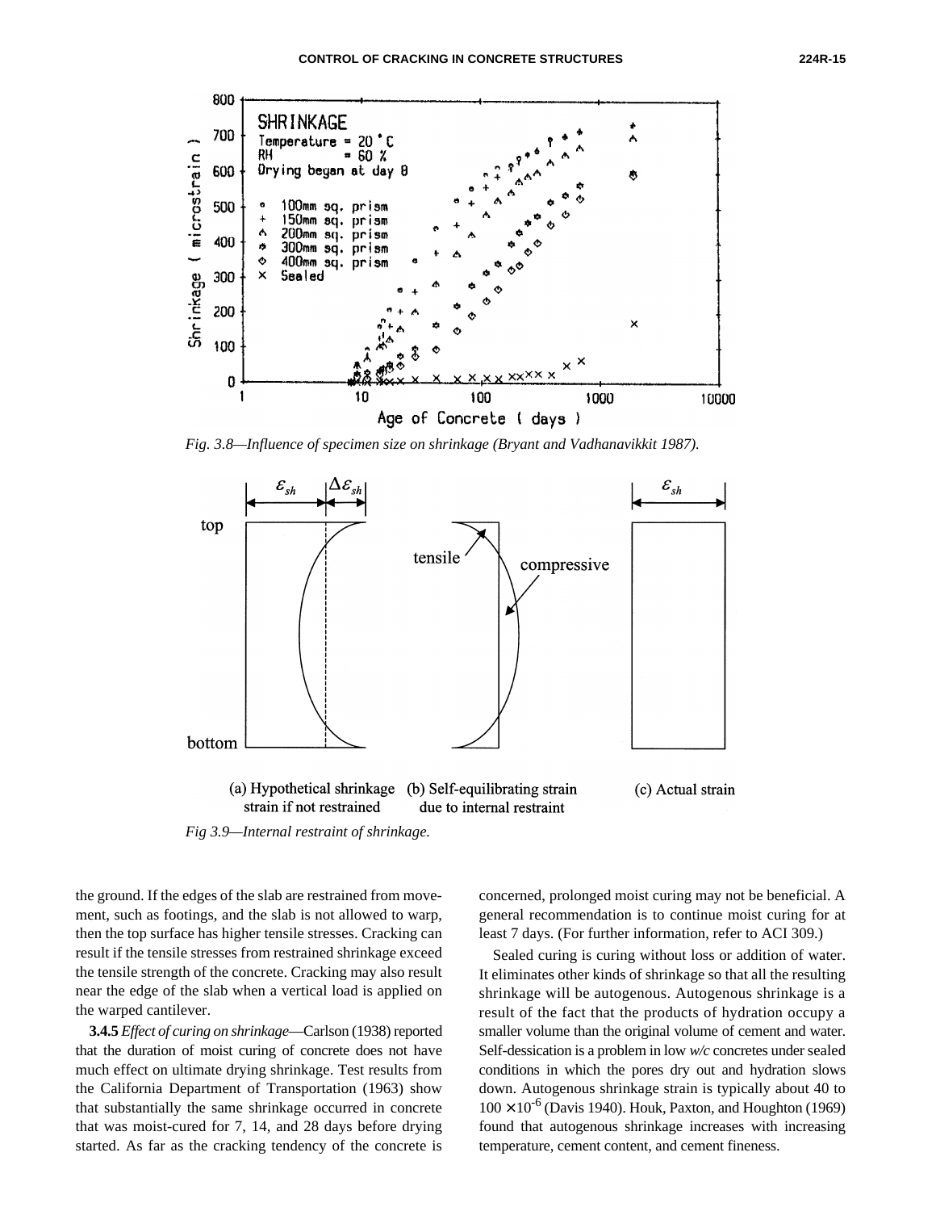Fig. 3.8—Influence of specimen size on shrinkage (Bryant and Vadhanavikkit 1987).

Fig 3.9—Internal restraint of shrinkage.

the ground. If the edges of the slab are restrained from movement, such as footings, and the slab is not allowed to warp, then the top surface has higher tensile stresses. Cracking can result if the tensile stresses from restrained shrinkage exceed the tensile strength of the concrete. Cracking may also result near the edge of the slab when a vertical load is applied on the warped cantilever.

**3.4.5** *Effect of curing on shrinkage*—Carlson (1938) reported that the duration of moist curing of concrete does not have much effect on ultimate drying shrinkage. Test results from the California Department of Transportation (1963) show that substantially the same shrinkage occurred in concrete that was moist-cured for 7, 14, and 28 days before drying started. As far as the cracking tendency of the concrete is concerned, prolonged moist curing may not be beneficial. A general recommendation is to continue moist curing for at least 7 days. (For further information, refer to ACI 309.)

Sealed curing is curing without loss or addition of water. It eliminates other kinds of shrinkage so that all the resulting shrinkage will be autogenous. Autogenous shrinkage is a result of the fact that the products of hydration occupy a smaller volume than the original volume of cement and water. Self-dessication is a problem in low *w/c* concretes under sealed conditions in which the pores dry out and hydration slows down. Autogenous shrinkage strain is typically about 40 to $100 \times 10^{-6}$ (Davis 1940). Houk, Paxton, and Houghton (1969) found that autogenous shrinkage increases with increasing temperature, cement content, and cement fineness.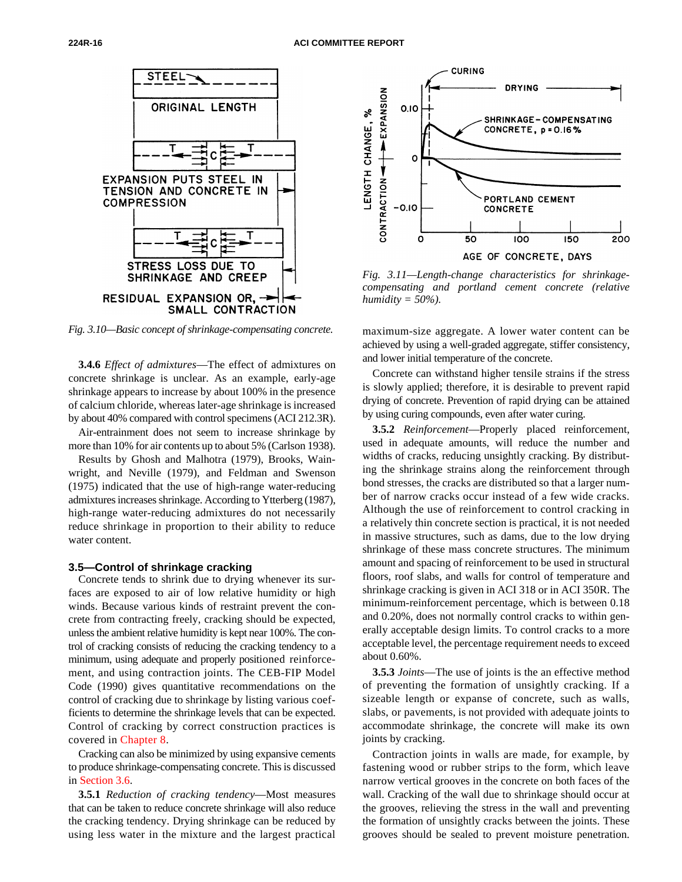Fig. 3.10—Basic concept of shrinkage-compensating concrete.

Fig. 3.11—Length-change characteristics for shrinkage-compensating and portland cement concrete (relative humidity = 50%).

**3.4.6** *Effect of admixtures*—The effect of admixtures on concrete shrinkage is unclear. As an example, early-age shrinkage appears to increase by about 100% in the presence of calcium chloride, whereas later-age shrinkage is increased by about 40% compared with control specimens (ACI 212.3R).

Air-entrainment does not seem to increase shrinkage by more than 10% for air contents up to about 5% (Carlson 1938).

Results by Ghosh and Malhotra (1979), Brooks, Wainwright, and Neville (1979), and Feldman and Swenson (1975) indicated that the use of high-range water-reducing admixtures increases shrinkage. According to Ytterberg (1987), high-range water-reducing admixtures do not necessarily reduce shrinkage in proportion to their ability to reduce water content.

## 3.5—Control of shrinkage cracking

Concrete tends to shrink due to drying whenever its surfaces are exposed to air of low relative humidity or high winds. Because various kinds of restraint prevent the concrete from contracting freely, cracking should be expected, unless the ambient relative humidity is kept near 100%. The control of cracking consists of reducing the cracking tendency to a minimum, using adequate and properly positioned reinforcement, and using contraction joints. The CEB-FIP Model Code (1990) gives quantitative recommendations on the control of cracking due to shrinkage by listing various coefficients to determine the shrinkage levels that can be expected. Control of cracking by correct construction practices is covered in Chapter 8.

Cracking can also be minimized by using expansive cements to produce shrinkage-compensating concrete. This is discussed in Section 3.6.

**3.5.1** *Reduction of cracking tendency*—Most measures that can be taken to reduce concrete shrinkage will also reduce the cracking tendency. Drying shrinkage can be reduced by using less water in the mixture and the largest practical maximum-size aggregate. A lower water content can be achieved by using a well-graded aggregate, stiffer consistency, and lower initial temperature of the concrete.

Concrete can withstand higher tensile strains if the stress is slowly applied; therefore, it is desirable to prevent rapid drying of concrete. Prevention of rapid drying can be attained by using curing compounds, even after water curing.

**3.5.2** *Reinforcement*—Properly placed reinforcement, used in adequate amounts, will reduce the number and widths of cracks, reducing unsightly cracking. By distributing the shrinkage strains along the reinforcement through bond stresses, the cracks are distributed so that a larger number of narrow cracks occur instead of a few wide cracks. Although the use of reinforcement to control cracking in a relatively thin concrete section is practical, it is not needed in massive structures, such as dams, due to the low drying shrinkage of these mass concrete structures. The minimum amount and spacing of reinforcement to be used in structural floors, roof slabs, and walls for control of temperature and shrinkage cracking is given in ACI 318 or in ACI 350R. The minimum-reinforcement percentage, which is between 0.18 and 0.20%, does not normally control cracks to within generally acceptable design limits. To control cracks to a more acceptable level, the percentage requirement needs to exceed about 0.60%.

**3.5.3** *Joints*—The use of joints is the an effective method of preventing the formation of unsightly cracking. If a sizeable length or expanse of concrete, such as walls, slabs, or pavements, is not provided with adequate joints to accommodate shrinkage, the concrete will make its own joints by cracking.

Contraction joints in walls are made, for example, by fastening wood or rubber strips to the form, which leave narrow vertical grooves in the concrete on both faces of the wall. Cracking of the wall due to shrinkage should occur at the grooves, relieving the stress in the wall and preventing the formation of unsightly cracks between the joints. These grooves should be sealed to prevent moisture penetration.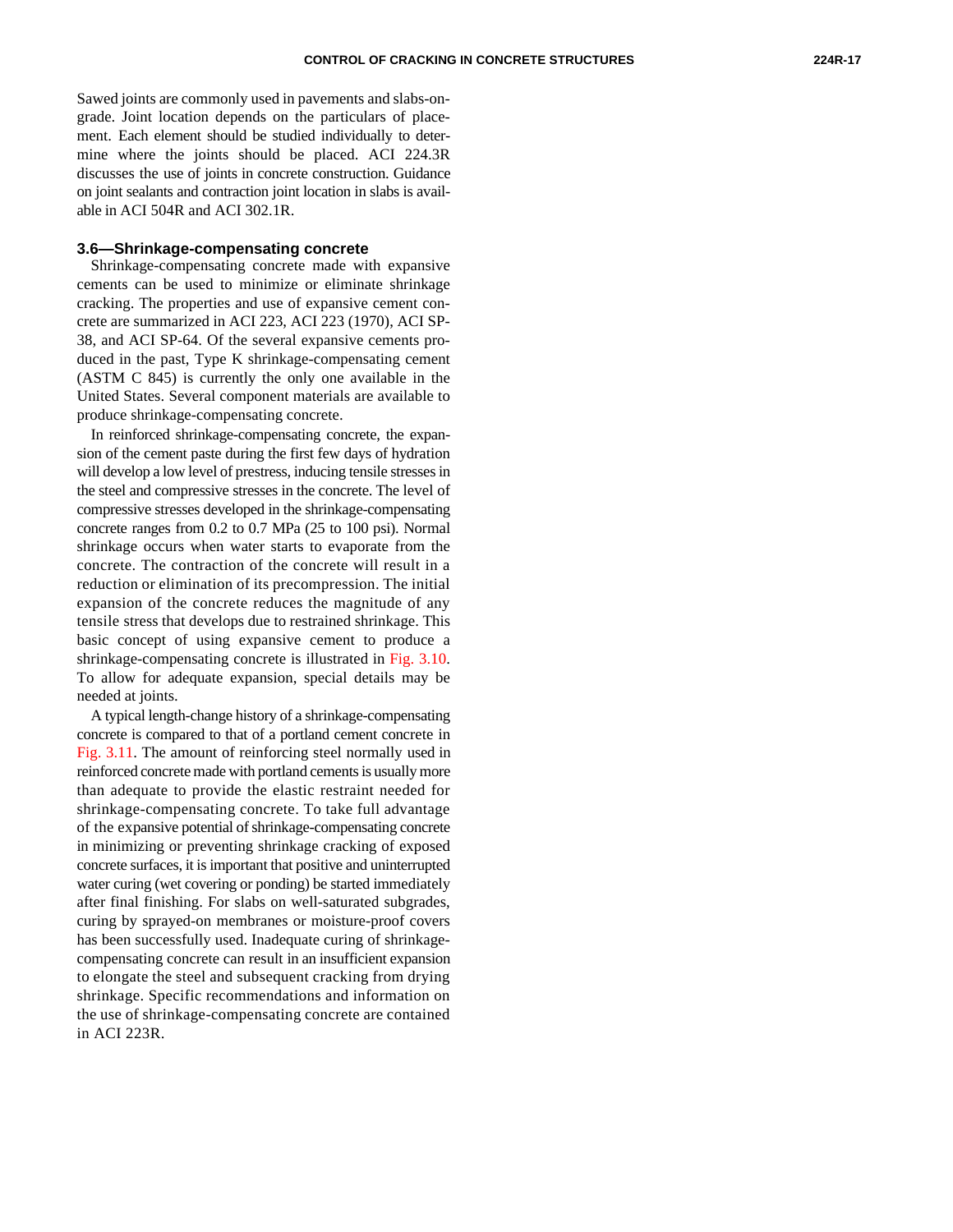Sawed joints are commonly used in pavements and slabs-on-grade. Joint location depends on the particulars of placement. Each element should be studied individually to determine where the joints should be placed. ACI 224.3R discusses the use of joints in concrete construction. Guidance on joint sealants and contraction joint location in slabs is available in ACI 504R and ACI 302.1R.

### 3.6—Shrinkage-compensating concrete

Shrinkage-compensating concrete made with expansive cements can be used to minimize or eliminate shrinkage cracking. The properties and use of expansive cement concrete are summarized in ACI 223, ACI 223 (1970), ACI SP-38, and ACI SP-64. Of the several expansive cements produced in the past, Type K shrinkage-compensating cement (ASTM C 845) is currently the only one available in the United States. Several component materials are available to produce shrinkage-compensating concrete.

In reinforced shrinkage-compensating concrete, the expansion of the cement paste during the first few days of hydration will develop a low level of prestress, inducing tensile stresses in the steel and compressive stresses in the concrete. The level of compressive stresses developed in the shrinkage-compensating concrete ranges from 0.2 to 0.7 MPa (25 to 100 psi). Normal shrinkage occurs when water starts to evaporate from the concrete. The contraction of the concrete will result in a reduction or elimination of its precompression. The initial expansion of the concrete reduces the magnitude of any tensile stress that develops due to restrained shrinkage. This basic concept of using expansive cement to produce a shrinkage-compensating concrete is illustrated in Fig. 3.10. To allow for adequate expansion, special details may be needed at joints.

A typical length-change history of a shrinkage-compensating concrete is compared to that of a portland cement concrete in Fig. 3.11. The amount of reinforcing steel normally used in reinforced concrete made with portland cements is usually more than adequate to provide the elastic restraint needed for shrinkage-compensating concrete. To take full advantage of the expansive potential of shrinkage-compensating concrete in minimizing or preventing shrinkage cracking of exposed concrete surfaces, it is important that positive and uninterrupted water curing (wet covering or ponding) be started immediately after final finishing. For slabs on well-saturated subgrades, curing by sprayed-on membranes or moisture-proof covers has been successfully used. Inadequate curing of shrinkage-compensating concrete can result in an insufficient expansion to elongate the steel and subsequent cracking from drying shrinkage. Specific recommendations and information on the use of shrinkage-compensating concrete are contained in ACI 223R.